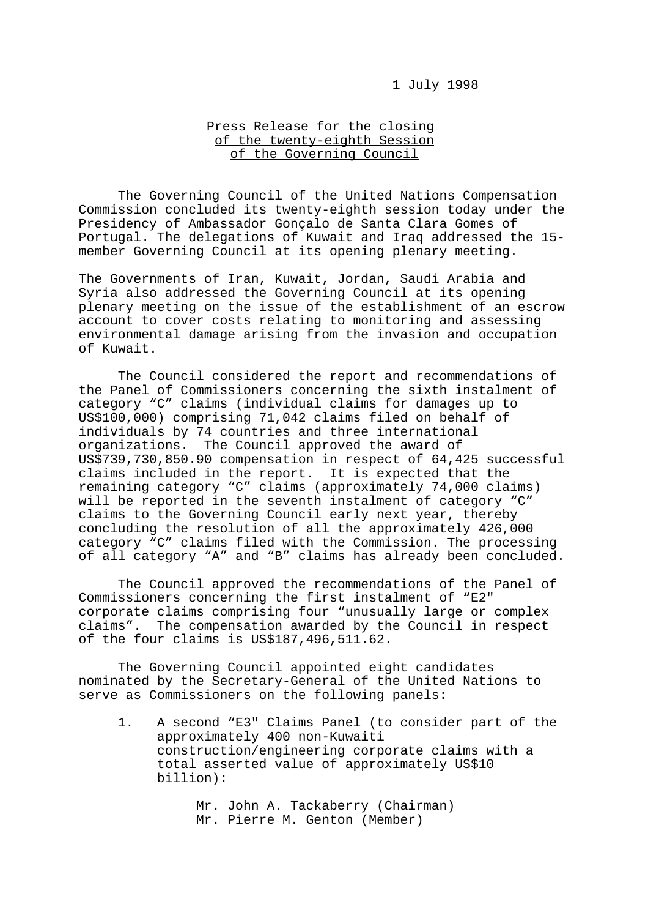1 July 1998

<u>Press Release for the closing of the twenty-eighth Session of the Governing Council</u>

The Governing Council of the United Nations Compensation Commission concluded its twenty-eighth session today under the Presidency of Ambassador Gonçalo de Santa Clara Gomes of Portugal. The delegations of Kuwait and Iraq addressed the 15-member Governing Council at its opening plenary meeting.

The Governments of Iran, Kuwait, Jordan, Saudi Arabia and Syria also addressed the Governing Council at its opening plenary meeting on the issue of the establishment of an escrow account to cover costs relating to monitoring and assessing environmental damage arising from the invasion and occupation of Kuwait.

The Council considered the report and recommendations of the Panel of Commissioners concerning the sixth instalment of category "C" claims (individual claims for damages up to US$100,000) comprising 71,042 claims filed on behalf of individuals by 74 countries and three international organizations. The Council approved the award of US$739,730,850.90 compensation in respect of 64,425 successful claims included in the report. It is expected that the remaining category "C" claims (approximately 74,000 claims) will be reported in the seventh instalment of category "C" claims to the Governing Council early next year, thereby concluding the resolution of all the approximately 426,000 category "C" claims filed with the Commission. The processing of all category "A" and "B" claims has already been concluded.

The Council approved the recommendations of the Panel of Commissioners concerning the first instalment of "E2" corporate claims comprising four "unusually large or complex claims". The compensation awarded by the Council in respect of the four claims is US$187,496,511.62.

The Governing Council appointed eight candidates nominated by the Secretary-General of the United Nations to serve as Commissioners on the following panels:

1. A second "E3" Claims Panel (to consider part of the approximately 400 non-Kuwaiti construction/engineering corporate claims with a total asserted value of approximately US$10 billion):

   Mr. John A. Tackaberry (Chairman)
   Mr. Pierre M. Genton (Member)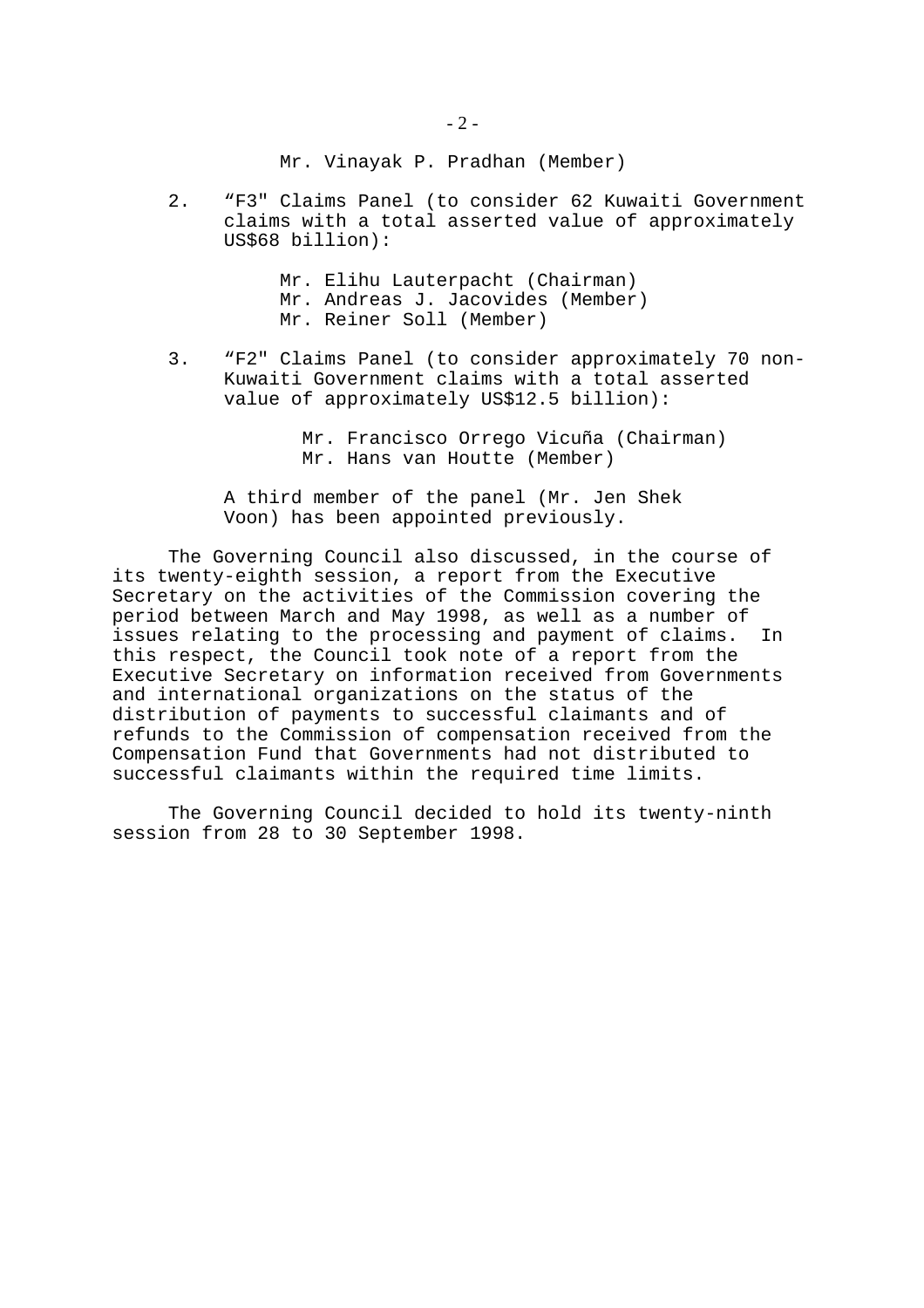Mr. Vinayak P. Pradhan (Member)

2. “F3" Claims Panel (to consider 62 Kuwaiti Government claims with a total asserted value of approximately US$68 billion):

   Mr. Elihu Lauterpacht (Chairman)
   Mr. Andreas J. Jacovides (Member)
   Mr. Reiner Soll (Member)

3. “F2" Claims Panel (to consider approximately 70 non-Kuwaiti Government claims with a total asserted value of approximately US$12.5 billion):

   Mr. Francisco Orrego Vicuña (Chairman)
   Mr. Hans van Houtte (Member)

   A third member of the panel (Mr. Jen Shek Voon) has been appointed previously.

The Governing Council also discussed, in the course of its twenty-eighth session, a report from the Executive Secretary on the activities of the Commission covering the period between March and May 1998, as well as a number of issues relating to the processing and payment of claims. In this respect, the Council took note of a report from the Executive Secretary on information received from Governments and international organizations on the status of the distribution of payments to successful claimants and of refunds to the Commission of compensation received from the Compensation Fund that Governments had not distributed to successful claimants within the required time limits.

The Governing Council decided to hold its twenty-ninth session from 28 to 30 September 1998.